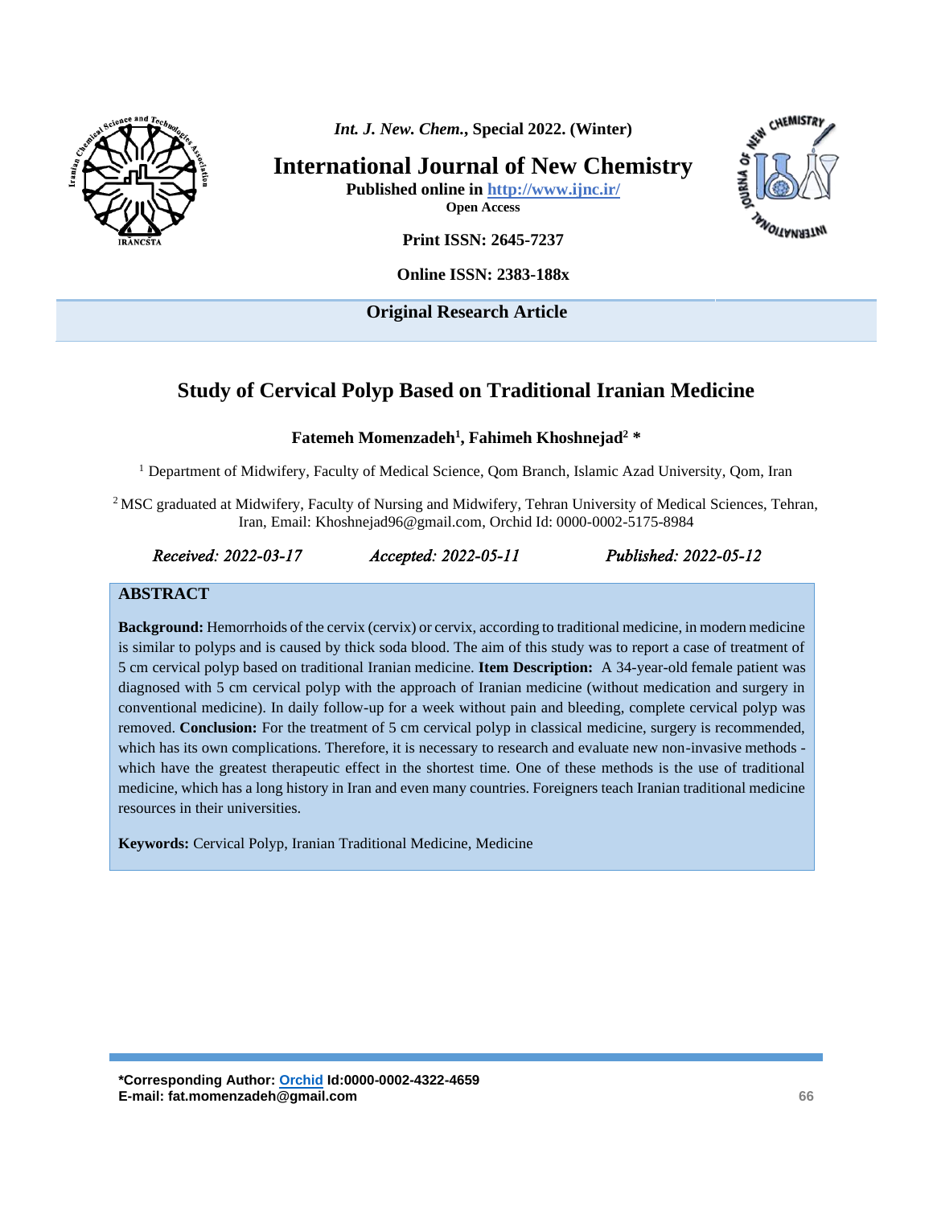**Original Research Article**

# Study of Cervical Polyp Based on Traditional Iranian Medicine

**Fatemeh Momenzadeh[1], Fahimeh Khoshnejad[2] ***

[1] Department of Midwifery, Faculty of Medical Science, Qom Branch, Islamic Azad University, Qom, Iran

[2] MSC graduated at Midwifery, Faculty of Nursing and Midwifery, Tehran University of Medical Sciences, Tehran, Iran, Email: Khoshnejad96@gmail.com, Orchid Id: 0000-0002-5175-8984

*Received: 2022-03-17* *Accepted: 2022-05-11* *Published: 2022-05-12*

## ABSTRACT

**Background:** Hemorrhoids of the cervix (cervix) or cervix, according to traditional medicine, in modern medicine is similar to polyps and is caused by thick soda blood. The aim of this study was to report a case of treatment of 5 cm cervical polyp based on traditional Iranian medicine. **Item Description:** A 34-year-old female patient was diagnosed with 5 cm cervical polyp with the approach of Iranian medicine (without medication and surgery in conventional medicine). In daily follow-up for a week without pain and bleeding, complete cervical polyp was removed. **Conclusion:** For the treatment of 5 cm cervical polyp in classical medicine, surgery is recommended, which has its own complications. Therefore, it is necessary to research and evaluate new non-invasive methods - which have the greatest therapeutic effect in the shortest time. One of these methods is the use of traditional medicine, which has a long history in Iran and even many countries. Foreigners teach Iranian traditional medicine resources in their universities.

**Keywords:** Cervical Polyp, Iranian Traditional Medicine, Medicine

**\*Corresponding Author: Orchid Id:0000-0002-4322-4659**
**E-mail: fat.momenzadeh@gmail.com**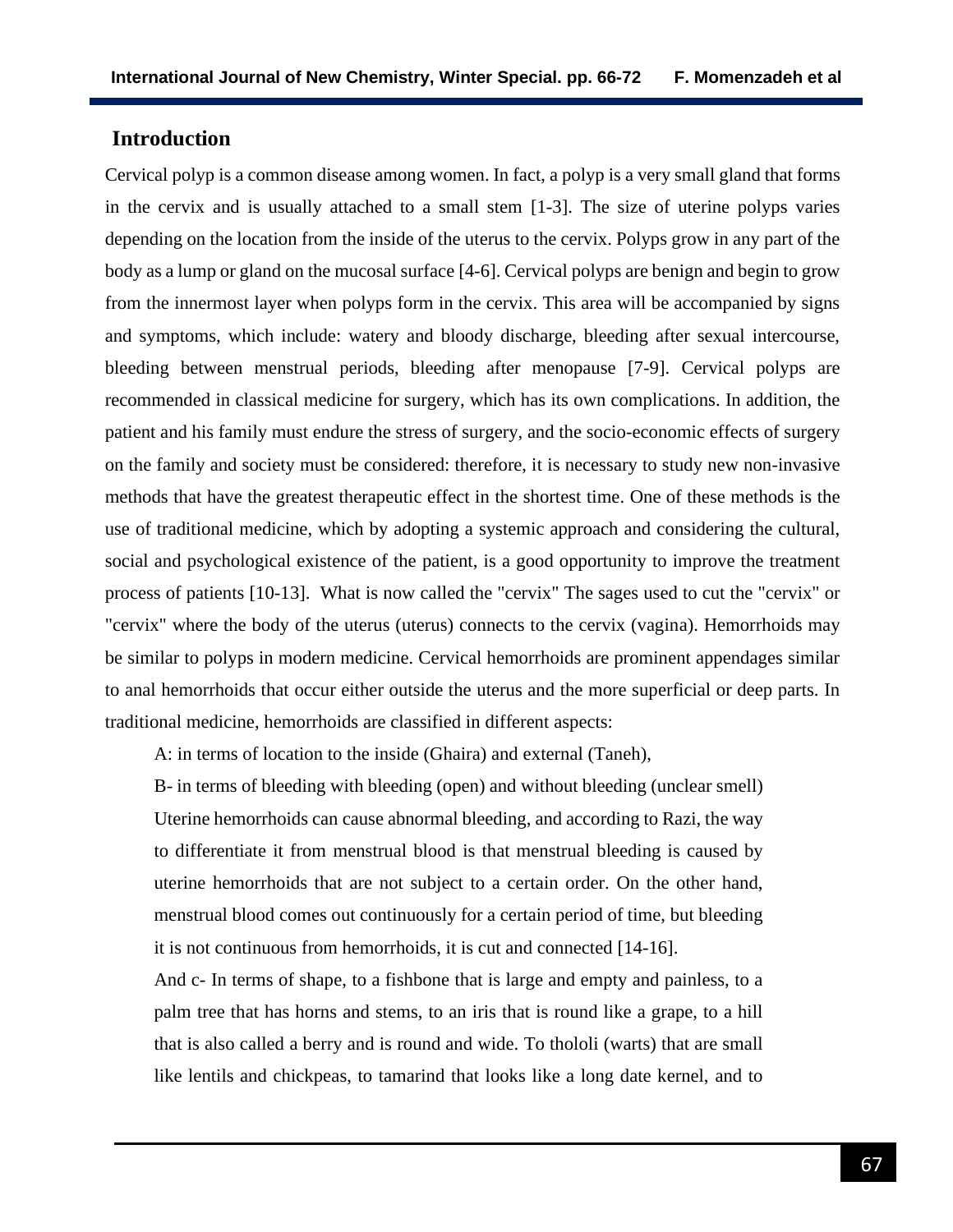## Introduction

Cervical polyp is a common disease among women. In fact, a polyp is a very small gland that forms in the cervix and is usually attached to a small stem [1-3]. The size of uterine polyps varies depending on the location from the inside of the uterus to the cervix. Polyps grow in any part of the body as a lump or gland on the mucosal surface [4-6]. Cervical polyps are benign and begin to grow from the innermost layer when polyps form in the cervix. This area will be accompanied by signs and symptoms, which include: watery and bloody discharge, bleeding after sexual intercourse, bleeding between menstrual periods, bleeding after menopause [7-9]. Cervical polyps are recommended in classical medicine for surgery, which has its own complications. In addition, the patient and his family must endure the stress of surgery, and the socio-economic effects of surgery on the family and society must be considered: therefore, it is necessary to study new non-invasive methods that have the greatest therapeutic effect in the shortest time. One of these methods is the use of traditional medicine, which by adopting a systemic approach and considering the cultural, social and psychological existence of the patient, is a good opportunity to improve the treatment process of patients [10-13]. What is now called the "cervix" The sages used to cut the "cervix" or "cervix" where the body of the uterus (uterus) connects to the cervix (vagina). Hemorrhoids may be similar to polyps in modern medicine. Cervical hemorrhoids are prominent appendages similar to anal hemorrhoids that occur either outside the uterus and the more superficial or deep parts. In traditional medicine, hemorrhoids are classified in different aspects:

A: in terms of location to the inside (Ghaira) and external (Taneh),

B- in terms of bleeding with bleeding (open) and without bleeding (unclear smell) Uterine hemorrhoids can cause abnormal bleeding, and according to Razi, the way to differentiate it from menstrual blood is that menstrual bleeding is caused by uterine hemorrhoids that are not subject to a certain order. On the other hand, menstrual blood comes out continuously for a certain period of time, but bleeding it is not continuous from hemorrhoids, it is cut and connected [14-16].

And c- In terms of shape, to a fishbone that is large and empty and painless, to a palm tree that has horns and stems, to an iris that is round like a grape, to a hill that is also called a berry and is round and wide. To thololi (warts) that are small like lentils and chickpeas, to tamarind that looks like a long date kernel, and to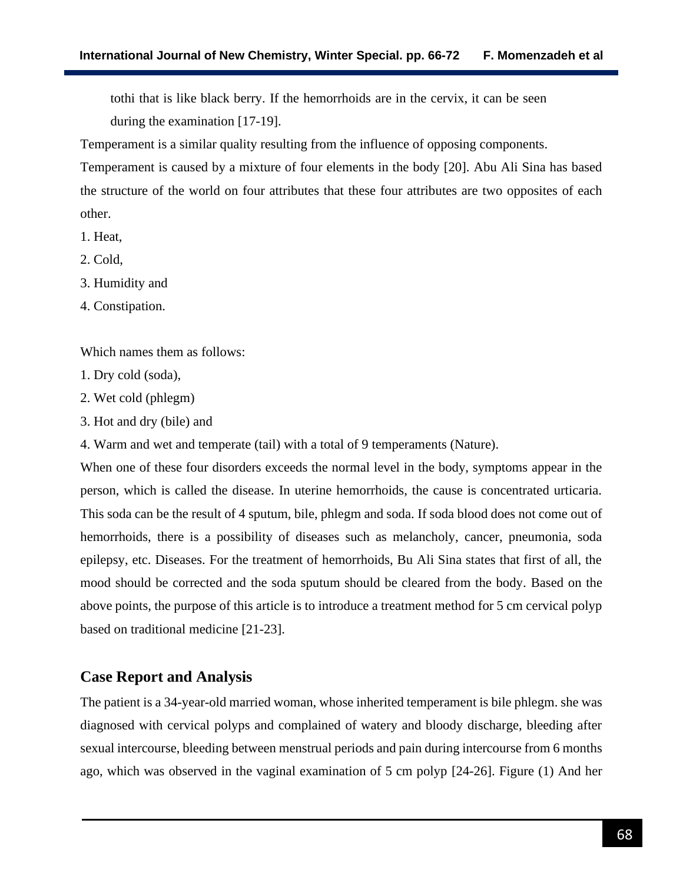tothi that is like black berry. If the hemorrhoids are in the cervix, it can be seen during the examination [17-19].

Temperament is a similar quality resulting from the influence of opposing components. Temperament is caused by a mixture of four elements in the body [20]. Abu Ali Sina has based the structure of the world on four attributes that these four attributes are two opposites of each other.

1. Heat,
2. Cold,
3. Humidity and
4. Constipation.

Which names them as follows:

1. Dry cold (soda),
2. Wet cold (phlegm)
3. Hot and dry (bile) and
4. Warm and wet and temperate (tail) with a total of 9 temperaments (Nature).

When one of these four disorders exceeds the normal level in the body, symptoms appear in the person, which is called the disease. In uterine hemorrhoids, the cause is concentrated urticaria. This soda can be the result of 4 sputum, bile, phlegm and soda. If soda blood does not come out of hemorrhoids, there is a possibility of diseases such as melancholy, cancer, pneumonia, soda epilepsy, etc. Diseases. For the treatment of hemorrhoids, Bu Ali Sina states that first of all, the mood should be corrected and the soda sputum should be cleared from the body. Based on the above points, the purpose of this article is to introduce a treatment method for 5 cm cervical polyp based on traditional medicine [21-23].

## Case Report and Analysis

The patient is a 34-year-old married woman, whose inherited temperament is bile phlegm. she was diagnosed with cervical polyps and complained of watery and bloody discharge, bleeding after sexual intercourse, bleeding between menstrual periods and pain during intercourse from 6 months ago, which was observed in the vaginal examination of 5 cm polyp [24-26]. Figure (1) And her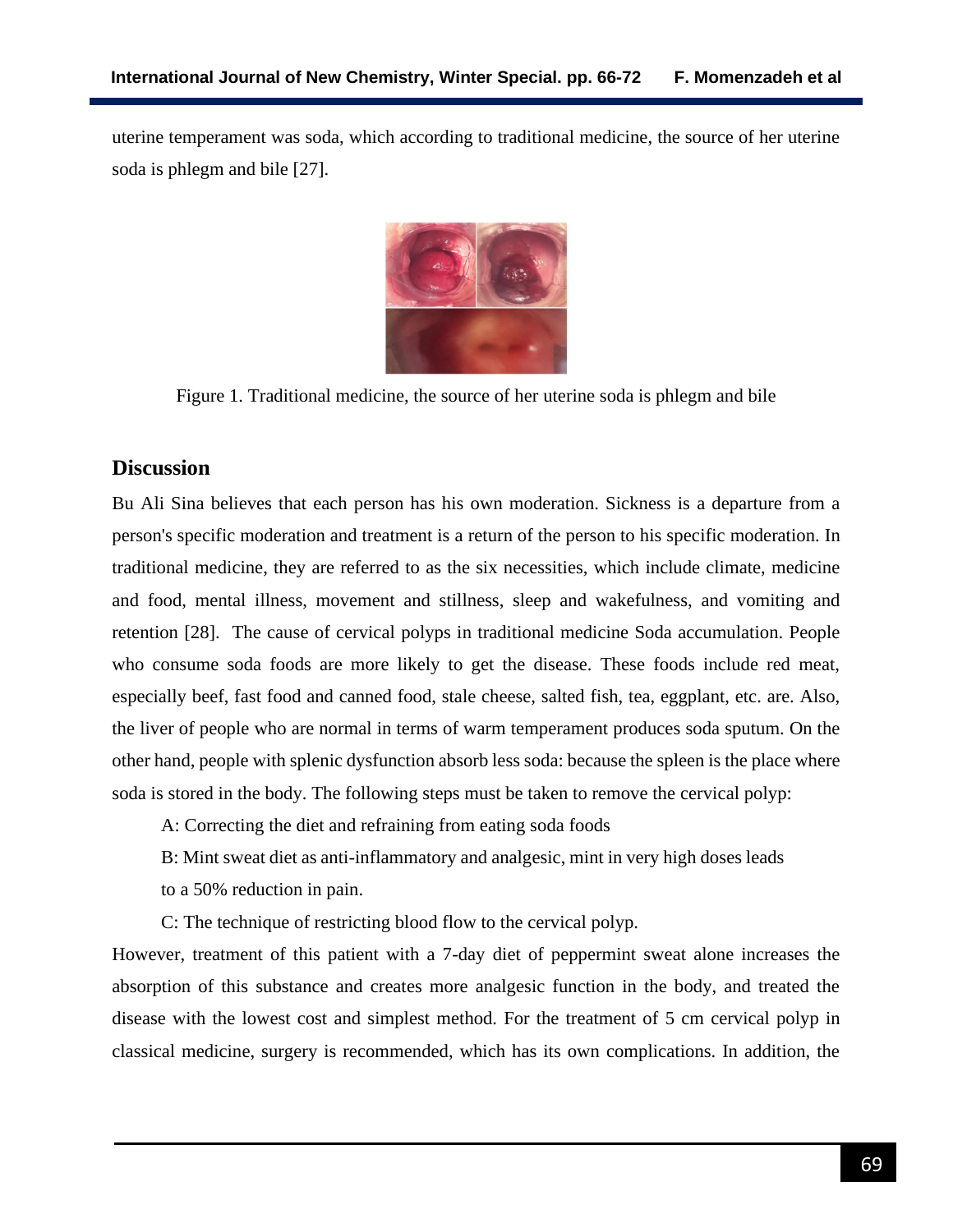uterine temperament was soda, which according to traditional medicine, the source of her uterine soda is phlegm and bile [27].

Figure 1. Traditional medicine, the source of her uterine soda is phlegm and bile

## Discussion

Bu Ali Sina believes that each person has his own moderation. Sickness is a departure from a person's specific moderation and treatment is a return of the person to his specific moderation. In traditional medicine, they are referred to as the six necessities, which include climate, medicine and food, mental illness, movement and stillness, sleep and wakefulness, and vomiting and retention [28]. The cause of cervical polyps in traditional medicine Soda accumulation. People who consume soda foods are more likely to get the disease. These foods include red meat, especially beef, fast food and canned food, stale cheese, salted fish, tea, eggplant, etc. are. Also, the liver of people who are normal in terms of warm temperament produces soda sputum. On the other hand, people with splenic dysfunction absorb less soda: because the spleen is the place where soda is stored in the body. The following steps must be taken to remove the cervical polyp:

A: Correcting the diet and refraining from eating soda foods

B: Mint sweat diet as anti-inflammatory and analgesic, mint in very high doses leads to a 50% reduction in pain.

C: The technique of restricting blood flow to the cervical polyp.

However, treatment of this patient with a 7-day diet of peppermint sweat alone increases the absorption of this substance and creates more analgesic function in the body, and treated the disease with the lowest cost and simplest method. For the treatment of 5 cm cervical polyp in classical medicine, surgery is recommended, which has its own complications. In addition, the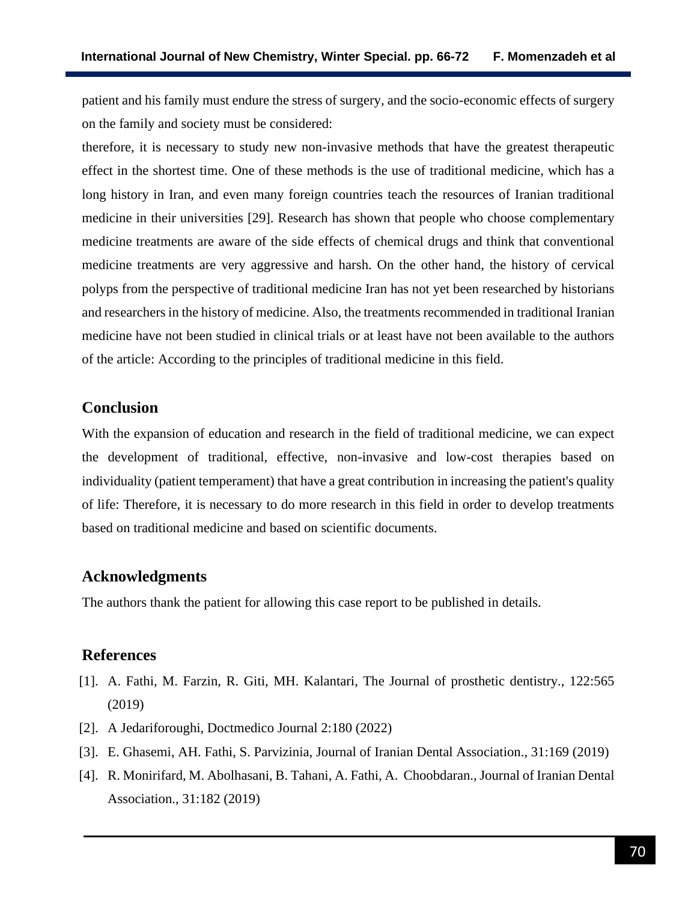patient and his family must endure the stress of surgery, and the socio-economic effects of surgery on the family and society must be considered:

therefore, it is necessary to study new non-invasive methods that have the greatest therapeutic effect in the shortest time. One of these methods is the use of traditional medicine, which has a long history in Iran, and even many foreign countries teach the resources of Iranian traditional medicine in their universities [29]. Research has shown that people who choose complementary medicine treatments are aware of the side effects of chemical drugs and think that conventional medicine treatments are very aggressive and harsh. On the other hand, the history of cervical polyps from the perspective of traditional medicine Iran has not yet been researched by historians and researchers in the history of medicine. Also, the treatments recommended in traditional Iranian medicine have not been studied in clinical trials or at least have not been available to the authors of the article: According to the principles of traditional medicine in this field.

## Conclusion

With the expansion of education and research in the field of traditional medicine, we can expect the development of traditional, effective, non-invasive and low-cost therapies based on individuality (patient temperament) that have a great contribution in increasing the patient's quality of life: Therefore, it is necessary to do more research in this field in order to develop treatments based on traditional medicine and based on scientific documents.

## Acknowledgments

The authors thank the patient for allowing this case report to be published in details.

## References

[1]. A. Fathi, M. Farzin, R. Giti, MH. Kalantari, The Journal of prosthetic dentistry., 122:565 (2019)

[2]. A Jedariforoughi, Doctmedico Journal 2:180 (2022)

[3]. E. Ghasemi, AH. Fathi, S. Parvizinia, Journal of Iranian Dental Association., 31:169 (2019)

[4]. R. Monirifard, M. Abolhasani, B. Tahani, A. Fathi, A. Choobdaran., Journal of Iranian Dental Association., 31:182 (2019)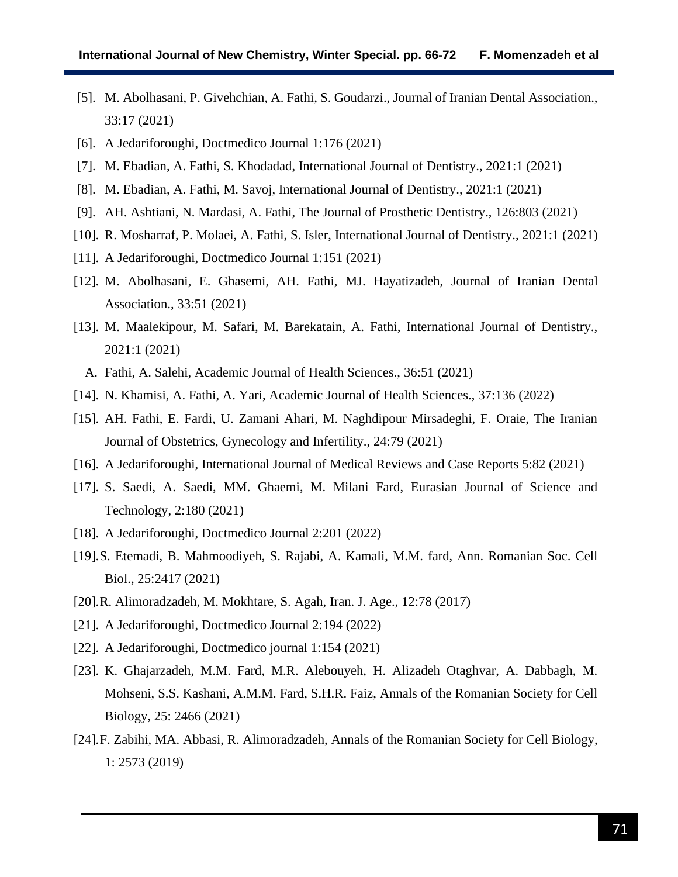[5]. M. Abolhasani, P. Givehchian, A. Fathi, S. Goudarzi., Journal of Iranian Dental Association., 33:17 (2021)

[6]. A Jedariforoughi, Doctmedico Journal 1:176 (2021)

[7]. M. Ebadian, A. Fathi, S. Khodadad, International Journal of Dentistry., 2021:1 (2021)

[8]. M. Ebadian, A. Fathi, M. Savoj, International Journal of Dentistry., 2021:1 (2021)

[9]. AH. Ashtiani, N. Mardasi, A. Fathi, The Journal of Prosthetic Dentistry., 126:803 (2021)

[10]. R. Mosharraf, P. Molaei, A. Fathi, S. Isler, International Journal of Dentistry., 2021:1 (2021)

[11]. A Jedariforoughi, Doctmedico Journal 1:151 (2021)

[12]. M. Abolhasani, E. Ghasemi, AH. Fathi, MJ. Hayatizadeh, Journal of Iranian Dental Association., 33:51 (2021)

[13]. M. Maalekipour, M. Safari, M. Barekatain, A. Fathi, International Journal of Dentistry., 2021:1 (2021)

A. Fathi, A. Salehi, Academic Journal of Health Sciences., 36:51 (2021)

[14]. N. Khamisi, A. Fathi, A. Yari, Academic Journal of Health Sciences., 37:136 (2022)

[15]. AH. Fathi, E. Fardi, U. Zamani Ahari, M. Naghdipour Mirsadeghi, F. Oraie, The Iranian Journal of Obstetrics, Gynecology and Infertility., 24:79 (2021)

[16]. A Jedariforoughi, International Journal of Medical Reviews and Case Reports 5:82 (2021)

[17]. S. Saedi, A. Saedi, MM. Ghaemi, M. Milani Fard, Eurasian Journal of Science and Technology, 2:180 (2021)

[18]. A Jedariforoughi, Doctmedico Journal 2:201 (2022)

[19]. S. Etemadi, B. Mahmoodiyeh, S. Rajabi, A. Kamali, M.M. fard, Ann. Romanian Soc. Cell Biol., 25:2417 (2021)

[20]. R. Alimoradzadeh, M. Mokhtare, S. Agah, Iran. J. Age., 12:78 (2017)

[21]. A Jedariforoughi, Doctmedico Journal 2:194 (2022)

[22]. A Jedariforoughi, Doctmedico journal 1:154 (2021)

[23]. K. Ghajarzadeh, M.M. Fard, M.R. Alebouyeh, H. Alizadeh Otaghvar, A. Dabbagh, M. Mohseni, S.S. Kashani, A.M.M. Fard, S.H.R. Faiz, Annals of the Romanian Society for Cell Biology, 25: 2466 (2021)

[24]. F. Zabihi, MA. Abbasi, R. Alimoradzadeh, Annals of the Romanian Society for Cell Biology, 1: 2573 (2019)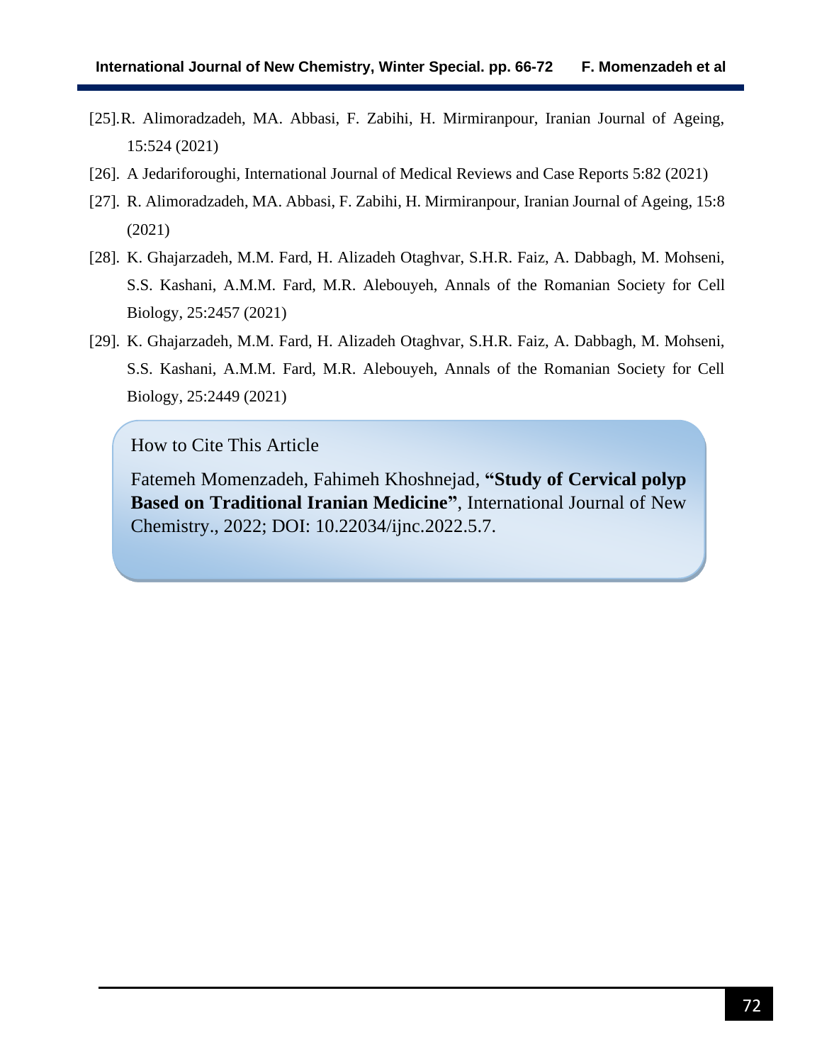[25]. R. Alimoradzadeh, MA. Abbasi, F. Zabihi, H. Mirmiranpour, Iranian Journal of Ageing, 15:524 (2021)

[26]. A Jedariforoughi, International Journal of Medical Reviews and Case Reports 5:82 (2021)

[27]. R. Alimoradzadeh, MA. Abbasi, F. Zabihi, H. Mirmiranpour, Iranian Journal of Ageing, 15:8 (2021)

[28]. K. Ghajarzadeh, M.M. Fard, H. Alizadeh Otaghvar, S.H.R. Faiz, A. Dabbagh, M. Mohseni, S.S. Kashani, A.M.M. Fard, M.R. Alebouyeh, Annals of the Romanian Society for Cell Biology, 25:2457 (2021)

[29]. K. Ghajarzadeh, M.M. Fard, H. Alizadeh Otaghvar, S.H.R. Faiz, A. Dabbagh, M. Mohseni, S.S. Kashani, A.M.M. Fard, M.R. Alebouyeh, Annals of the Romanian Society for Cell Biology, 25:2449 (2021)

How to Cite This Article

Fatemeh Momenzadeh, Fahimeh Khoshnejad, **"Study of Cervical polyp Based on Traditional Iranian Medicine"**, International Journal of New Chemistry., 2022; DOI: 10.22034/ijnc.2022.5.7.